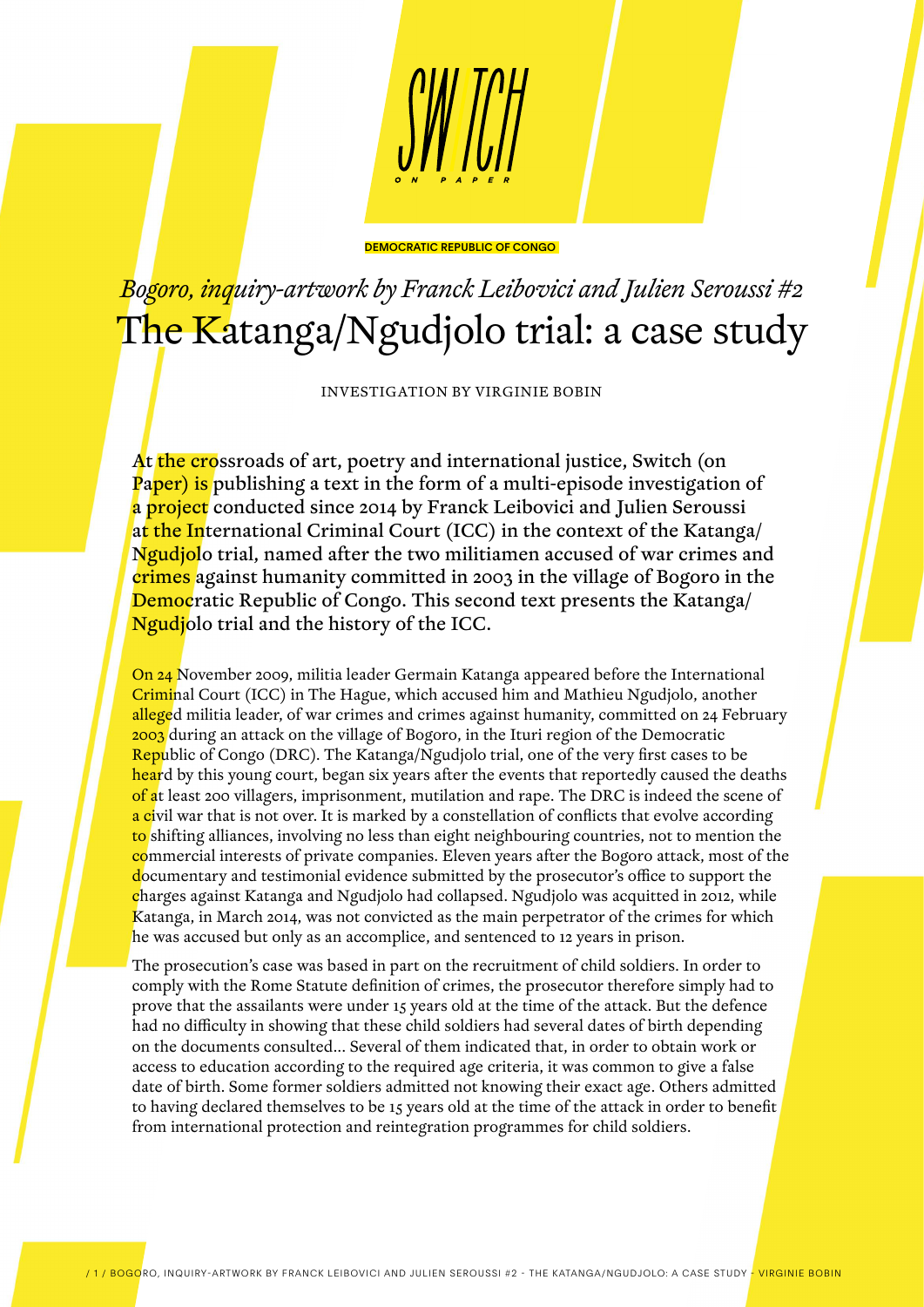DEMOCRATIC REPUBLIC OF CONGO

*Bogoro, inquiry-artwork by Franck Leibovici and Julien Seroussi #2*

# The Katanga/Ngudjolo trial: a case study

INVESTIGATION BY VIRGINIE BOBIN

At the crossroads of art, poetry and international justice, Switch (on Paper) is publishing a text in the form of a multi-episode investigation of a project conducted since 2014 by Franck Leibovici and Julien Seroussi at the International Criminal Court (ICC) in the context of the Katanga/Ngudjolo trial, named after the two militiamen accused of war crimes and crimes against humanity committed in 2003 in the village of Bogoro in the Democratic Republic of Congo. This second text presents the Katanga/Ngudjolo trial and the history of the ICC.

On 24 November 2009, militia leader Germain Katanga appeared before the International Criminal Court (ICC) in The Hague, which accused him and Mathieu Ngudjolo, another alleged militia leader, of war crimes and crimes against humanity, committed on 24 February 2003 during an attack on the village of Bogoro, in the Ituri region of the Democratic Republic of Congo (DRC). The Katanga/Ngudjolo trial, one of the very first cases to be heard by this young court, began six years after the events that reportedly caused the deaths of at least 200 villagers, imprisonment, mutilation and rape. The DRC is indeed the scene of a civil war that is not over. It is marked by a constellation of conflicts that evolve according to shifting alliances, involving no less than eight neighbouring countries, not to mention the commercial interests of private companies. Eleven years after the Bogoro attack, most of the documentary and testimonial evidence submitted by the prosecutor's office to support the charges against Katanga and Ngudjolo had collapsed. Ngudjolo was acquitted in 2012, while Katanga, in March 2014, was not convicted as the main perpetrator of the crimes for which he was accused but only as an accomplice, and sentenced to 12 years in prison.

The prosecution's case was based in part on the recruitment of child soldiers. In order to comply with the Rome Statute definition of crimes, the prosecutor therefore simply had to prove that the assailants were under 15 years old at the time of the attack. But the defence had no difficulty in showing that these child soldiers had several dates of birth depending on the documents consulted... Several of them indicated that, in order to obtain work or access to education according to the required age criteria, it was common to give a false date of birth. Some former soldiers admitted not knowing their exact age. Others admitted to having declared themselves to be 15 years old at the time of the attack in order to benefit from international protection and reintegration programmes for child soldiers.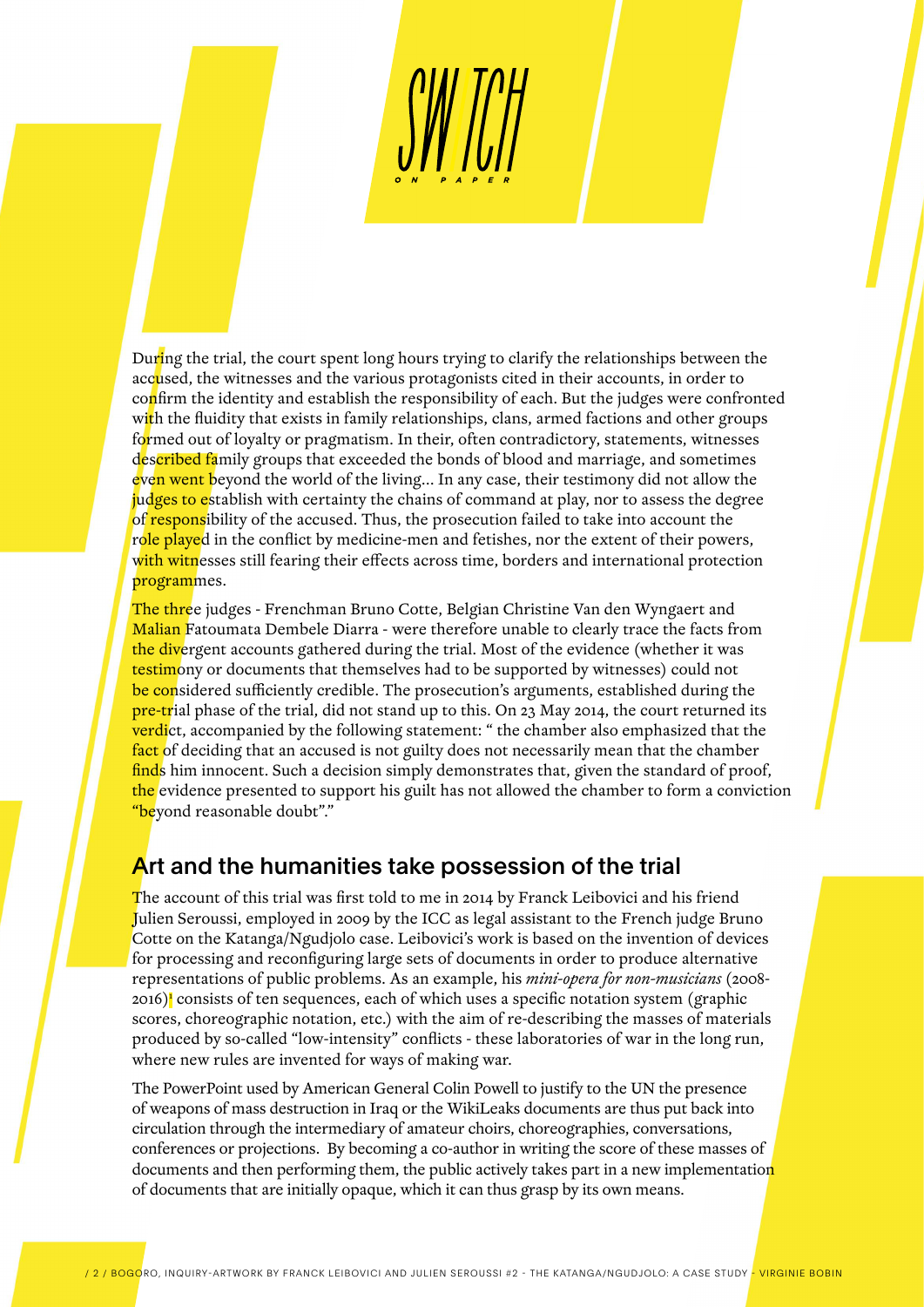During the trial, the court spent long hours trying to clarify the relationships between the accused, the witnesses and the various protagonists cited in their accounts, in order to confirm the identity and establish the responsibility of each. But the judges were confronted with the fluidity that exists in family relationships, clans, armed factions and other groups formed out of loyalty or pragmatism. In their, often contradictory, statements, witnesses described family groups that exceeded the bonds of blood and marriage, and sometimes even went beyond the world of the living... In any case, their testimony did not allow the judges to establish with certainty the chains of command at play, nor to assess the degree of responsibility of the accused. Thus, the prosecution failed to take into account the role played in the conflict by medicine-men and fetishes, nor the extent of their powers, with witnesses still fearing their effects across time, borders and international protection programmes.

The three judges - Frenchman Bruno Cotte, Belgian Christine Van den Wyngaert and Malian Fatoumata Dembele Diarra - were therefore unable to clearly trace the facts from the divergent accounts gathered during the trial. Most of the evidence (whether it was testimony or documents that themselves had to be supported by witnesses) could not be considered sufficiently credible. The prosecution's arguments, established during the pre-trial phase of the trial, did not stand up to this. On 23 May 2014, the court returned its verdict, accompanied by the following statement: " the chamber also emphasized that the fact of deciding that an accused is not guilty does not necessarily mean that the chamber finds him innocent. Such a decision simply demonstrates that, given the standard of proof, the evidence presented to support his guilt has not allowed the chamber to form a conviction "beyond reasonable doubt"."

## Art and the humanities take possession of the trial

The account of this trial was first told to me in 2014 by Franck Leibovici and his friend Julien Seroussi, employed in 2009 by the ICC as legal assistant to the French judge Bruno Cotte on the Katanga/Ngudjolo case. Leibovici's work is based on the invention of devices for processing and reconfiguring large sets of documents in order to produce alternative representations of public problems. As an example, his *mini-opera for non-musicians* (2008-2016)[1] consists of ten sequences, each of which uses a specific notation system (graphic scores, choreographic notation, etc.) with the aim of re-describing the masses of materials produced by so-called "low-intensity" conflicts - these laboratories of war in the long run, where new rules are invented for ways of making war.

The PowerPoint used by American General Colin Powell to justify to the UN the presence of weapons of mass destruction in Iraq or the WikiLeaks documents are thus put back into circulation through the intermediary of amateur choirs, choreographies, conversations, conferences or projections. By becoming a co-author in writing the score of these masses of documents and then performing them, the public actively takes part in a new implementation of documents that are initially opaque, which it can thus grasp by its own means.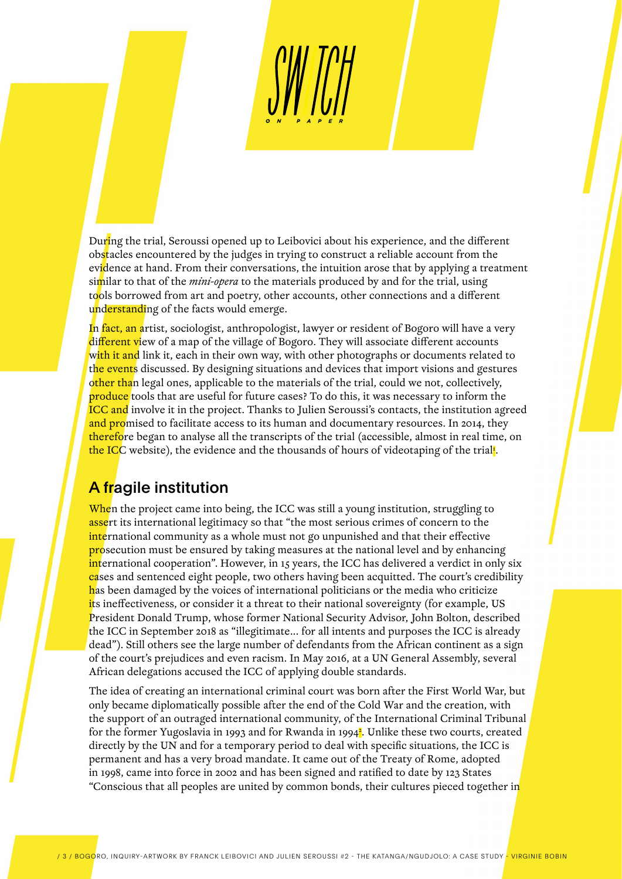During the trial, Seroussi opened up to Leibovici about his experience, and the different obstacles encountered by the judges in trying to construct a reliable account from the evidence at hand. From their conversations, the intuition arose that by applying a treatment similar to that of the *mini-opera* to the materials produced by and for the trial, using tools borrowed from art and poetry, other accounts, other connections and a different understanding of the facts would emerge.

In fact, an artist, sociologist, anthropologist, lawyer or resident of Bogoro will have a very different view of a map of the village of Bogoro. They will associate different accounts with it and link it, each in their own way, with other photographs or documents related to the events discussed. By designing situations and devices that import visions and gestures other than legal ones, applicable to the materials of the trial, could we not, collectively, produce tools that are useful for future cases? To do this, it was necessary to inform the ICC and involve it in the project. Thanks to Julien Seroussi's contacts, the institution agreed and promised to facilitate access to its human and documentary resources. In 2014, they therefore began to analyse all the transcripts of the trial (accessible, almost in real time, on the ICC website), the evidence and the thousands of hours of videotaping of the trial[1].

## A fragile institution

When the project came into being, the ICC was still a young institution, struggling to assert its international legitimacy so that "the most serious crimes of concern to the international community as a whole must not go unpunished and that their effective prosecution must be ensured by taking measures at the national level and by enhancing international cooperation". However, in 15 years, the ICC has delivered a verdict in only six cases and sentenced eight people, two others having been acquitted. The court's credibility has been damaged by the voices of international politicians or the media who criticize its ineffectiveness, or consider it a threat to their national sovereignty (for example, US President Donald Trump, whose former National Security Advisor, John Bolton, described the ICC in September 2018 as "illegitimate… for all intents and purposes the ICC is already dead"). Still others see the large number of defendants from the African continent as a sign of the court's prejudices and even racism. In May 2016, at a UN General Assembly, several African delegations accused the ICC of applying double standards.

The idea of creating an international criminal court was born after the First World War, but only became diplomatically possible after the end of the Cold War and the creation, with the support of an outraged international community, of the International Criminal Tribunal for the former Yugoslavia in 1993 and for Rwanda in 1994[2]. Unlike these two courts, created directly by the UN and for a temporary period to deal with specific situations, the ICC is permanent and has a very broad mandate. It came out of the Treaty of Rome, adopted in 1998, came into force in 2002 and has been signed and ratified to date by 123 States "Conscious that all peoples are united by common bonds, their cultures pieced together in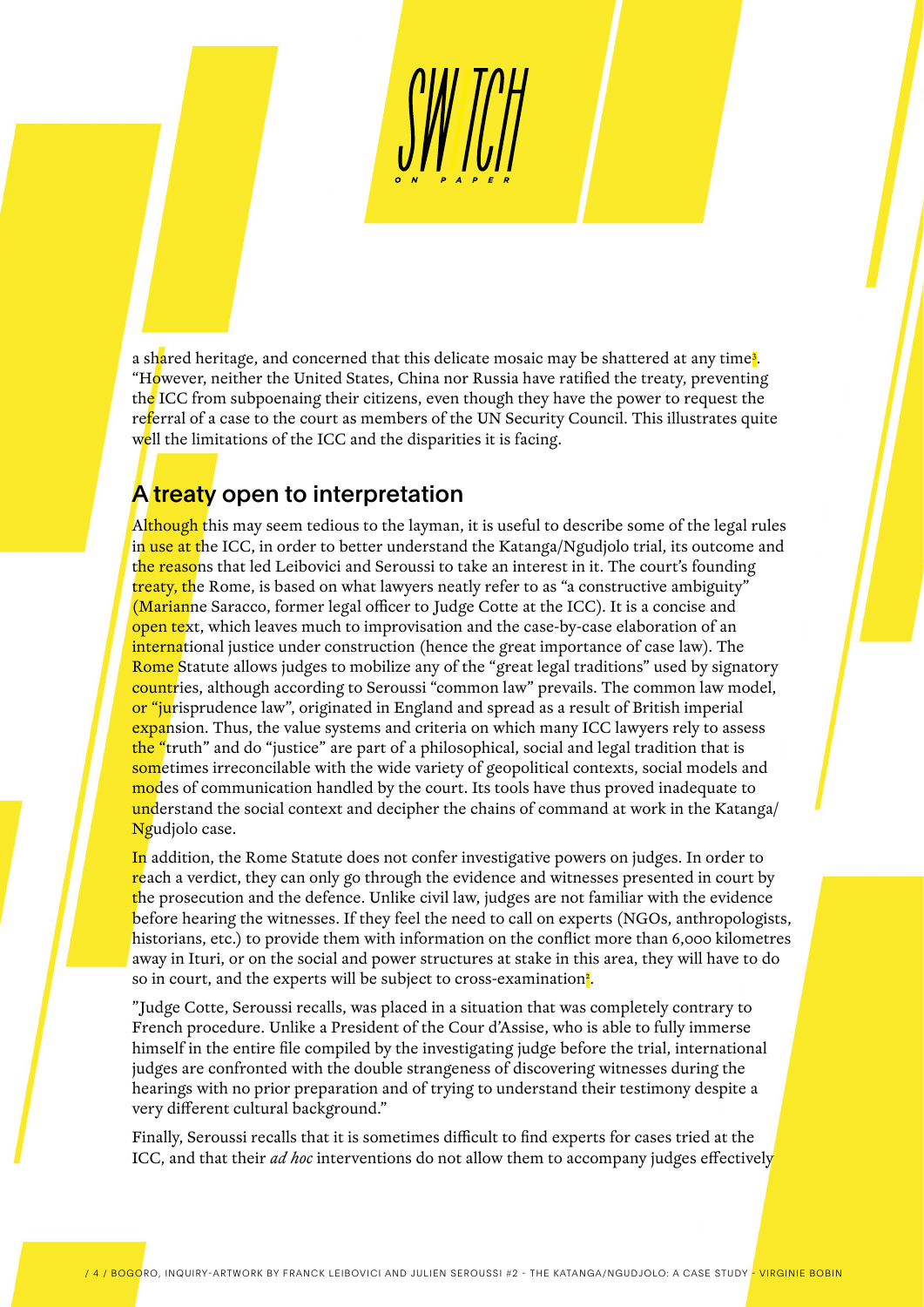a shared heritage, and concerned that this delicate mosaic may be shattered at any time[1]. "However, neither the United States, China nor Russia have ratified the treaty, preventing the ICC from subpoenaing their citizens, even though they have the power to request the referral of a case to the court as members of the UN Security Council. This illustrates quite well the limitations of the ICC and the disparities it is facing.

## A treaty open to interpretation

Although this may seem tedious to the layman, it is useful to describe some of the legal rules in use at the ICC, in order to better understand the Katanga/Ngudjolo trial, its outcome and the reasons that led Leibovici and Seroussi to take an interest in it. The court's founding treaty, the Rome, is based on what lawyers neatly refer to as "a constructive ambiguity" (Marianne Saracco, former legal officer to Judge Cotte at the ICC). It is a concise and open text, which leaves much to improvisation and the case-by-case elaboration of an international justice under construction (hence the great importance of case law). The Rome Statute allows judges to mobilize any of the "great legal traditions" used by signatory countries, although according to Seroussi "common law" prevails. The common law model, or "jurisprudence law", originated in England and spread as a result of British imperial expansion. Thus, the value systems and criteria on which many ICC lawyers rely to assess the "truth" and do "justice" are part of a philosophical, social and legal tradition that is sometimes irreconcilable with the wide variety of geopolitical contexts, social models and modes of communication handled by the court. Its tools have thus proved inadequate to understand the social context and decipher the chains of command at work in the Katanga/Ngudjolo case.

In addition, the Rome Statute does not confer investigative powers on judges. In order to reach a verdict, they can only go through the evidence and witnesses presented in court by the prosecution and the defence. Unlike civil law, judges are not familiar with the evidence before hearing the witnesses. If they feel the need to call on experts (NGOs, anthropologists, historians, etc.) to provide them with information on the conflict more than 6,000 kilometres away in Ituri, or on the social and power structures at stake in this area, they will have to do so in court, and the experts will be subject to cross-examination[2].

"Judge Cotte, Seroussi recalls, was placed in a situation that was completely contrary to French procedure. Unlike a President of the Cour d'Assise, who is able to fully immerse himself in the entire file compiled by the investigating judge before the trial, international judges are confronted with the double strangeness of discovering witnesses during the hearings with no prior preparation and of trying to understand their testimony despite a very different cultural background."

Finally, Seroussi recalls that it is sometimes difficult to find experts for cases tried at the ICC, and that their *ad hoc* interventions do not allow them to accompany judges effectively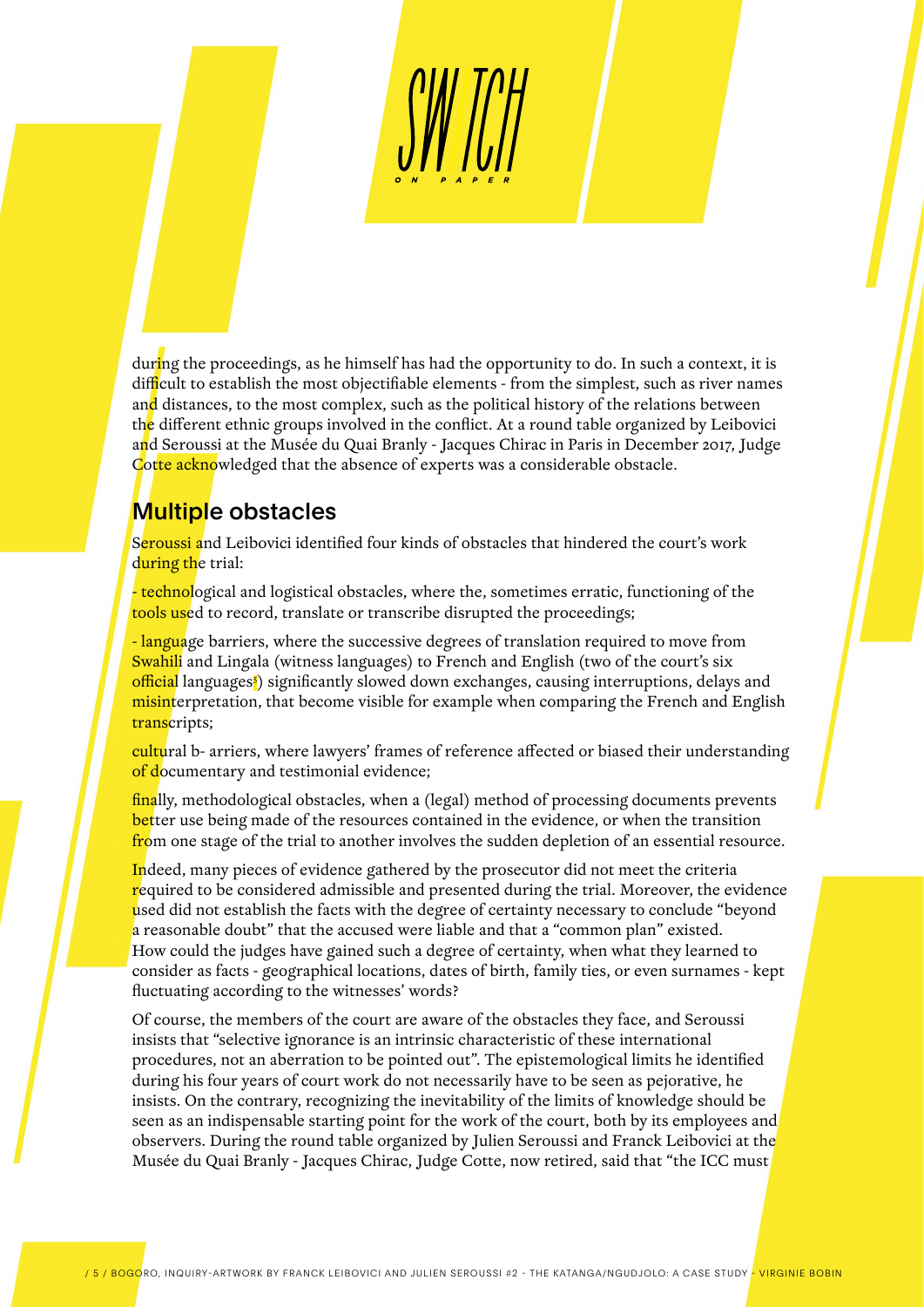during the proceedings, as he himself has had the opportunity to do. In such a context, it is difficult to establish the most objectifiable elements - from the simplest, such as river names and distances, to the most complex, such as the political history of the relations between the different ethnic groups involved in the conflict. At a round table organized by Leibovici and Seroussi at the Musée du Quai Branly - Jacques Chirac in Paris in December 2017, Judge Cotte acknowledged that the absence of experts was a considerable obstacle.

## Multiple obstacles

Seroussi and Leibovici identified four kinds of obstacles that hindered the court's work during the trial:

- technological and logistical obstacles, where the, sometimes erratic, functioning of the tools used to record, translate or transcribe disrupted the proceedings;

- language barriers, where the successive degrees of translation required to move from Swahili and Lingala (witness languages) to French and English (two of the court's six official languages[5]) significantly slowed down exchanges, causing interruptions, delays and misinterpretation, that become visible for example when comparing the French and English transcripts;

cultural b- arriers, where lawyers' frames of reference affected or biased their understanding of documentary and testimonial evidence;

finally, methodological obstacles, when a (legal) method of processing documents prevents better use being made of the resources contained in the evidence, or when the transition from one stage of the trial to another involves the sudden depletion of an essential resource.

Indeed, many pieces of evidence gathered by the prosecutor did not meet the criteria required to be considered admissible and presented during the trial. Moreover, the evidence used did not establish the facts with the degree of certainty necessary to conclude "beyond a reasonable doubt" that the accused were liable and that a "common plan" existed. How could the judges have gained such a degree of certainty, when what they learned to consider as facts - geographical locations, dates of birth, family ties, or even surnames - kept fluctuating according to the witnesses' words?

Of course, the members of the court are aware of the obstacles they face, and Seroussi insists that "selective ignorance is an intrinsic characteristic of these international procedures, not an aberration to be pointed out". The epistemological limits he identified during his four years of court work do not necessarily have to be seen as pejorative, he insists. On the contrary, recognizing the inevitability of the limits of knowledge should be seen as an indispensable starting point for the work of the court, both by its employees and observers. During the round table organized by Julien Seroussi and Franck Leibovici at the Musée du Quai Branly - Jacques Chirac, Judge Cotte, now retired, said that "the ICC must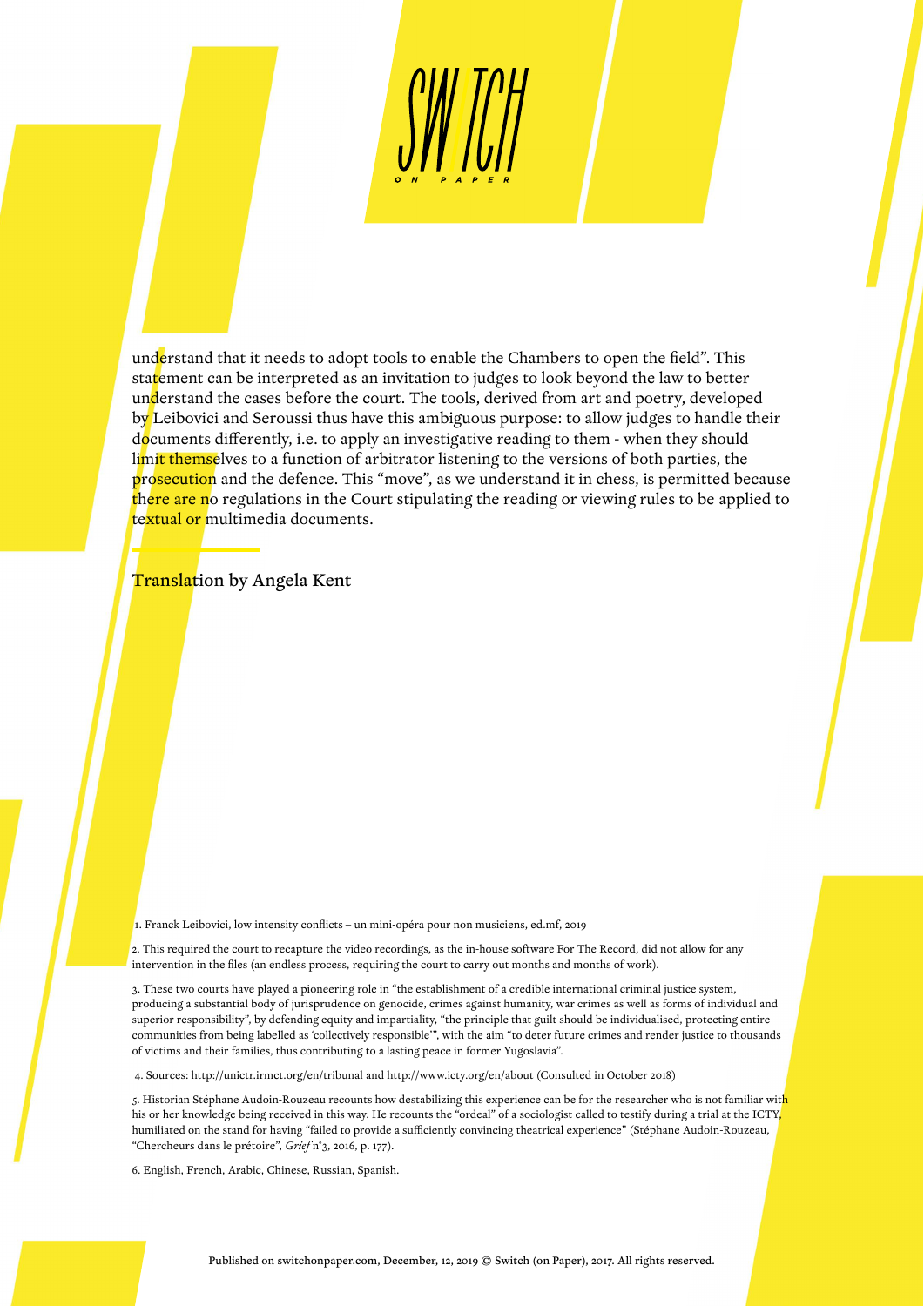understand that it needs to adopt tools to enable the Chambers to open the field". This statement can be interpreted as an invitation to judges to look beyond the law to better understand the cases before the court. The tools, derived from art and poetry, developed by Leibovici and Seroussi thus have this ambiguous purpose: to allow judges to handle their documents differently, i.e. to apply an investigative reading to them - when they should limit themselves to a function of arbitrator listening to the versions of both parties, the prosecution and the defence. This "move", as we understand it in chess, is permitted because there are no regulations in the Court stipulating the reading or viewing rules to be applied to textual or multimedia documents.

Translation by Angela Kent

1. Franck Leibovici, low intensity conflicts – un mini-opéra pour non musiciens, ed.mf, 2019

2. This required the court to recapture the video recordings, as the in-house software For The Record, did not allow for any intervention in the files (an endless process, requiring the court to carry out months and months of work).

3. These two courts have played a pioneering role in "the establishment of a credible international criminal justice system, producing a substantial body of jurisprudence on genocide, crimes against humanity, war crimes as well as forms of individual and superior responsibility", by defending equity and impartiality, "the principle that guilt should be individualised, protecting entire communities from being labelled as 'collectively responsible'", with the aim "to deter future crimes and render justice to thousands of victims and their families, thus contributing to a lasting peace in former Yugoslavia".

4. Sources: http://unictr.irmct.org/en/tribunal and http://www.icty.org/en/about (Consulted in October 2018)

5. Historian Stéphane Audoin-Rouzeau recounts how destabilizing this experience can be for the researcher who is not familiar with his or her knowledge being received in this way. He recounts the "ordeal" of a sociologist called to testify during a trial at the ICTY, humiliated on the stand for having "failed to provide a sufficiently convincing theatrical experience" (Stéphane Audoin-Rouzeau, "Chercheurs dans le prétoire", *Grief* n°3, 2016, p. 177).

6. English, French, Arabic, Chinese, Russian, Spanish.

Published on switchonpaper.com, December, 12, 2019 © Switch (on Paper), 2017. All rights reserved.